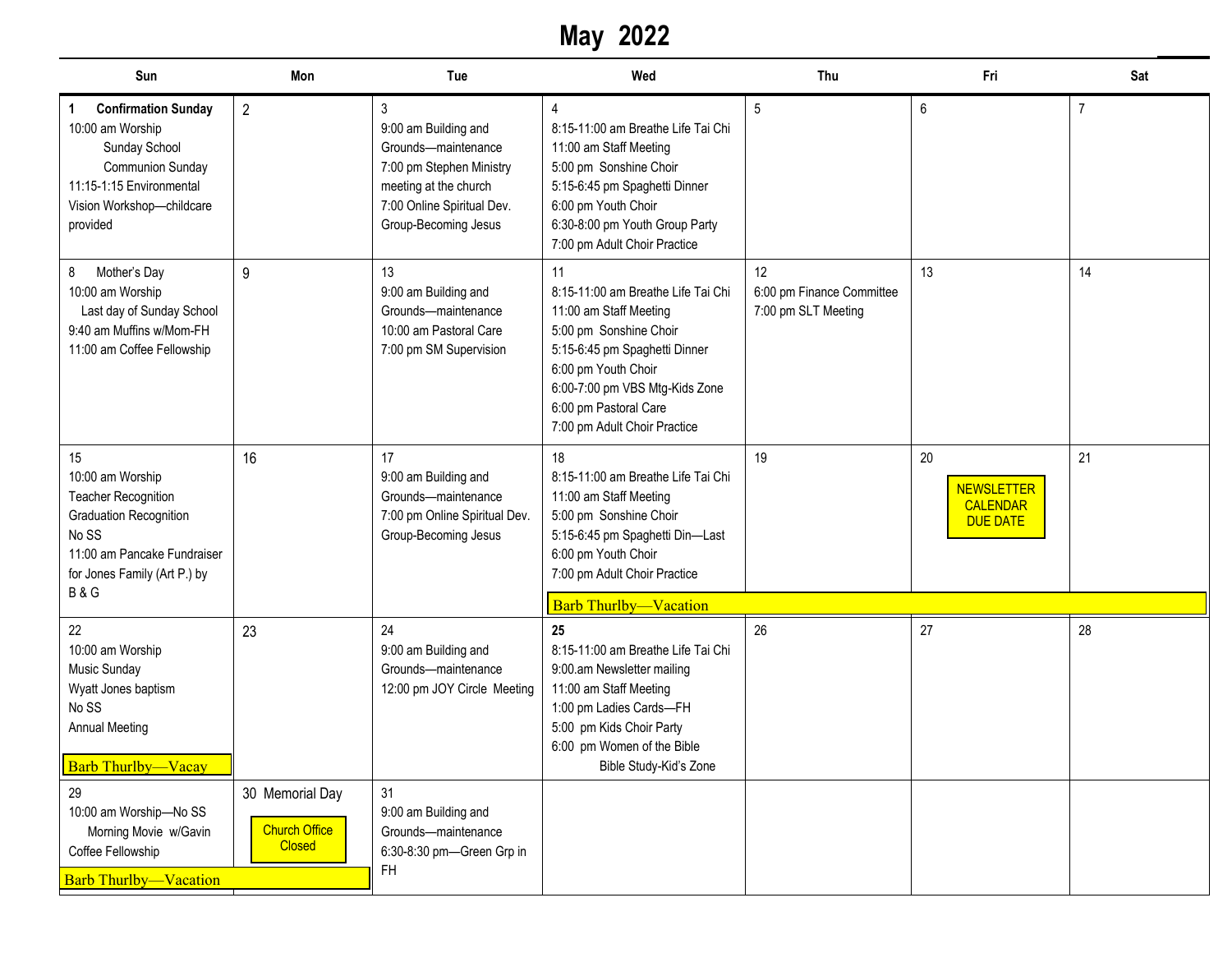# May 2022

| Sun | Mon | Tue | Wed | Thu | Fri | Sat |
|---|---|---|---|---|---|---|
| **1 Confirmation Sunday**<br>10:00 am Worship<br>Sunday School<br>Communion Sunday<br>11:15-1:15 Environmental Vision Workshop—childcare provided | 2 | 3<br>9:00 am Building and Grounds—maintenance<br>7:00 pm Stephen Ministry meeting at the church<br>7:00 Online Spiritual Dev. Group-Becoming Jesus | 4<br>8:15-11:00 am Breathe Life Tai Chi<br>11:00 am Staff Meeting<br>5:00 pm Sonshine Choir<br>5:15-6:45 pm Spaghetti Dinner<br>6:00 pm Youth Choir<br>6:30-8:00 pm Youth Group Party<br>7:00 pm Adult Choir Practice | 5 | 6 | 7 |
| 8 Mother's Day<br>10:00 am Worship<br>Last day of Sunday School<br>9:40 am Muffins w/Mom-FH<br>11:00 am Coffee Fellowship | 9 | 13<br>9:00 am Building and Grounds—maintenance<br>10:00 am Pastoral Care<br>7:00 pm SM Supervision | 11<br>8:15-11:00 am Breathe Life Tai Chi<br>11:00 am Staff Meeting<br>5:00 pm Sonshine Choir<br>5:15-6:45 pm Spaghetti Dinner<br>6:00 pm Youth Choir<br>6:00-7:00 pm VBS Mtg-Kids Zone<br>6:00 pm Pastoral Care<br>7:00 pm Adult Choir Practice | 12<br>6:00 pm Finance Committee<br>7:00 pm SLT Meeting | 13 | 14 |
| 15<br>10:00 am Worship<br>Teacher Recognition<br>Graduation Recognition<br>No SS<br>11:00 am Pancake Fundraiser for Jones Family (Art P.) by B & G | 16 | 17<br>9:00 am Building and Grounds—maintenance<br>7:00 pm Online Spiritual Dev. Group-Becoming Jesus | 18<br>8:15-11:00 am Breathe Life Tai Chi<br>11:00 am Staff Meeting<br>5:00 pm Sonshine Choir<br>5:15-6:45 pm Spaghetti Din—Last<br>6:00 pm Youth Choir<br>7:00 pm Adult Choir Practice<br>Barb Thurlby—Vacation | 19 | 20<br>NEWSLETTER CALENDAR DUE DATE | 21 |
| 22<br>10:00 am Worship<br>Music Sunday<br>Wyatt Jones baptism<br>No SS<br>Annual Meeting<br>Barb Thurlby—Vacay | 23 | 24<br>9:00 am Building and Grounds—maintenance<br>12:00 pm JOY Circle Meeting | **25**<br>8:15-11:00 am Breathe Life Tai Chi<br>9:00.am Newsletter mailing<br>11:00 am Staff Meeting<br>1:00 pm Ladies Cards—FH<br>5:00 pm Kids Choir Party<br>6:00 pm Women of the Bible Bible Study-Kid's Zone | 26 | 27 | 28 |
| 29<br>10:00 am Worship—No SS<br>Morning Movie w/Gavin<br>Coffee Fellowship<br>Barb Thurlby—Vacation | 30 Memorial Day<br>Church Office Closed | 31<br>9:00 am Building and Grounds—maintenance<br>6:30-8:30 pm—Green Grp in FH | | | | |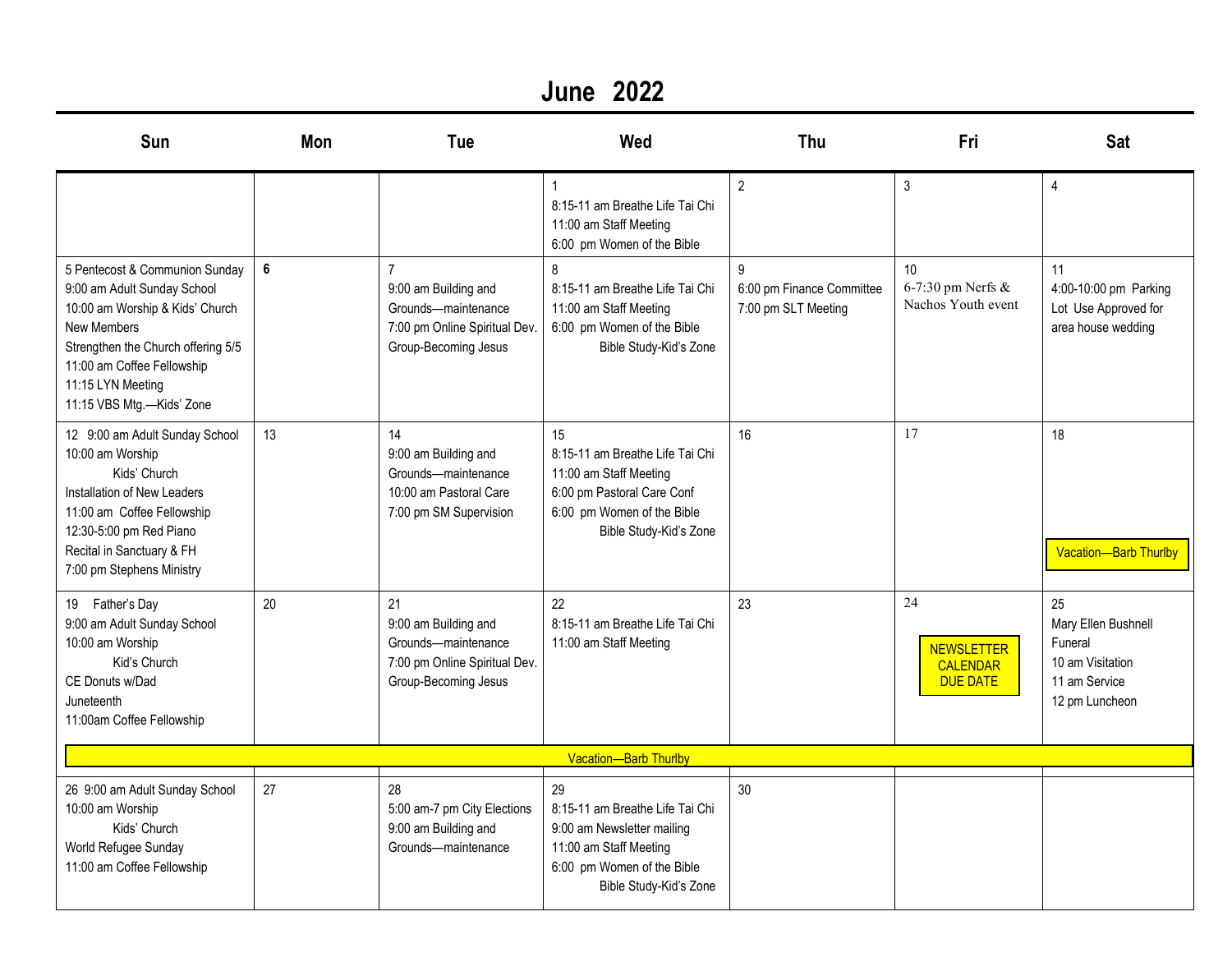# June 2022

| Sun | Mon | Tue | Wed | Thu | Fri | Sat |
|---|---|---|---|---|---|---|
| | | | 1<br>8:15-11 am Breathe Life Tai Chi<br>11:00 am Staff Meeting<br>6:00 pm Women of the Bible | 2 | 3 | 4 |
| 5 Pentecost & Communion Sunday<br>9:00 am Adult Sunday School<br>10:00 am Worship & Kids' Church<br>New Members<br>Strengthen the Church offering 5/5<br>11:00 am Coffee Fellowship<br>11:15 LYN Meeting<br>11:15 VBS Mtg.—Kids' Zone | **6** | 7<br>9:00 am Building and Grounds—maintenance<br>7:00 pm Online Spiritual Dev. Group-Becoming Jesus | 8<br>8:15-11 am Breathe Life Tai Chi<br>11:00 am Staff Meeting<br>6:00 pm Women of the Bible Bible Study-Kid's Zone | 9<br>6:00 pm Finance Committee<br>7:00 pm SLT Meeting | 10<br>6-7:30 pm Nerfs & Nachos Youth event | 11<br>4:00-10:00 pm Parking Lot Use Approved for area house wedding |
| 12 9:00 am Adult Sunday School<br>10:00 am Worship<br>Kids' Church<br>Installation of New Leaders<br>11:00 am Coffee Fellowship<br>12:30-5:00 pm Red Piano Recital in Sanctuary & FH<br>7:00 pm Stephens Ministry | 13 | 14<br>9:00 am Building and Grounds—maintenance<br>10:00 am Pastoral Care<br>7:00 pm SM Supervision | 15<br>8:15-11 am Breathe Life Tai Chi<br>11:00 am Staff Meeting<br>6:00 pm Pastoral Care Conf<br>6:00 pm Women of the Bible Bible Study-Kid's Zone | 16 | 17 | 18<br>Vacation—Barb Thurlby |
| 19 Father's Day<br>9:00 am Adult Sunday School<br>10:00 am Worship<br>Kid's Church<br>CE Donuts w/Dad<br>Juneteenth<br>11:00am Coffee Fellowship | 20 | 21<br>9:00 am Building and Grounds—maintenance<br>7:00 pm Online Spiritual Dev. Group-Becoming Jesus | 22<br>8:15-11 am Breathe Life Tai Chi<br>11:00 am Staff Meeting | 23 | 24<br>NEWSLETTER CALENDAR DUE DATE | 25<br>Mary Ellen Bushnell Funeral<br>10 am Visitation<br>11 am Service<br>12 pm Luncheon |
| Vacation—Barb Thurlby | | | | | | |
| 26 9:00 am Adult Sunday School<br>10:00 am Worship<br>Kids' Church<br>World Refugee Sunday<br>11:00 am Coffee Fellowship | 27 | 28<br>5:00 am-7 pm City Elections<br>9:00 am Building and Grounds—maintenance | 29<br>8:15-11 am Breathe Life Tai Chi<br>9:00 am Newsletter mailing<br>11:00 am Staff Meeting<br>6:00 pm Women of the Bible Bible Study-Kid's Zone | 30 | | |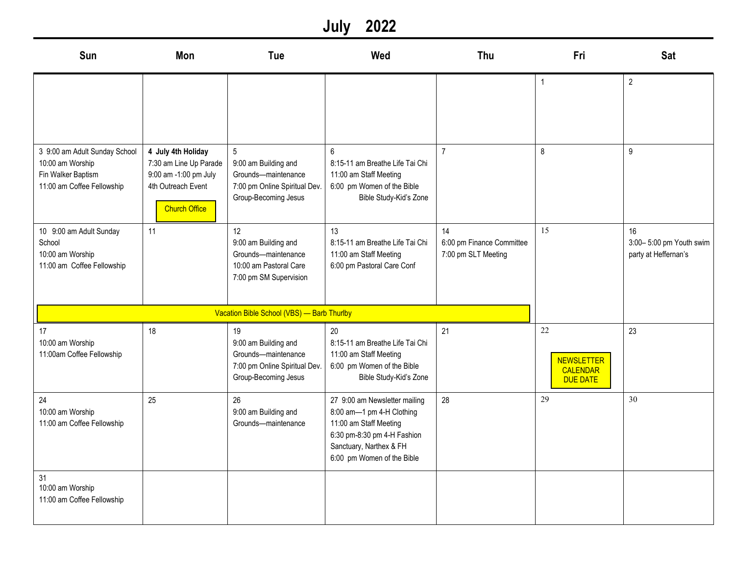# July 2022

| Sun | Mon | Tue | Wed | Thu | Fri | Sat |
|---|---|---|---|---|---|---|
| | | | | | 1 | 2 |
| 3 9:00 am Adult Sunday School<br>10:00 am Worship<br>Fin Walker Baptism<br>11:00 am Coffee Fellowship | **4 July 4th Holiday**<br>7:30 am Line Up Parade<br>9:00 am -1:00 pm July 4th Outreach Event<br>Church Office | 5<br>9:00 am Building and Grounds—maintenance<br>7:00 pm Online Spiritual Dev. Group-Becoming Jesus | 6<br>8:15-11 am Breathe Life Tai Chi<br>11:00 am Staff Meeting<br>6:00 pm Women of the Bible Bible Study-Kid's Zone | 7 | 8 | 9 |
| 10 9:00 am Adult Sunday School<br>10:00 am Worship<br>11:00 am Coffee Fellowship<br>Vacation Bible School (VBS) — Barb Thurlby | 11<br>Vacation Bible School (VBS) — Barb Thurlby | 12<br>9:00 am Building and Grounds—maintenance<br>10:00 am Pastoral Care<br>7:00 pm SM Supervision<br>Vacation Bible School (VBS) — Barb Thurlby | 13<br>8:15-11 am Breathe Life Tai Chi<br>11:00 am Staff Meeting<br>6:00 pm Pastoral Care Conf<br>Vacation Bible School (VBS) — Barb Thurlby | 14<br>6:00 pm Finance Committee<br>7:00 pm SLT Meeting<br>Vacation Bible School (VBS) — Barb Thurlby | 15 | 16<br>3:00– 5:00 pm Youth swim party at Heffernan's |
| 17<br>10:00 am Worship<br>11:00am Coffee Fellowship | 18 | 19<br>9:00 am Building and Grounds—maintenance<br>7:00 pm Online Spiritual Dev. Group-Becoming Jesus | 20<br>8:15-11 am Breathe Life Tai Chi<br>11:00 am Staff Meeting<br>6:00 pm Women of the Bible Bible Study-Kid's Zone | 21 | 22<br>NEWSLETTER CALENDAR DUE DATE | 23 |
| 24<br>10:00 am Worship<br>11:00 am Coffee Fellowship | 25 | 26<br>9:00 am Building and Grounds—maintenance | 27 9:00 am Newsletter mailing<br>8:00 am—1 pm 4-H Clothing<br>11:00 am Staff Meeting<br>6:30 pm-8:30 pm 4-H Fashion Sanctuary, Narthex & FH<br>6:00 pm Women of the Bible | 28 | 29 | 30 |
| 31<br>10:00 am Worship<br>11:00 am Coffee Fellowship | | | | | | |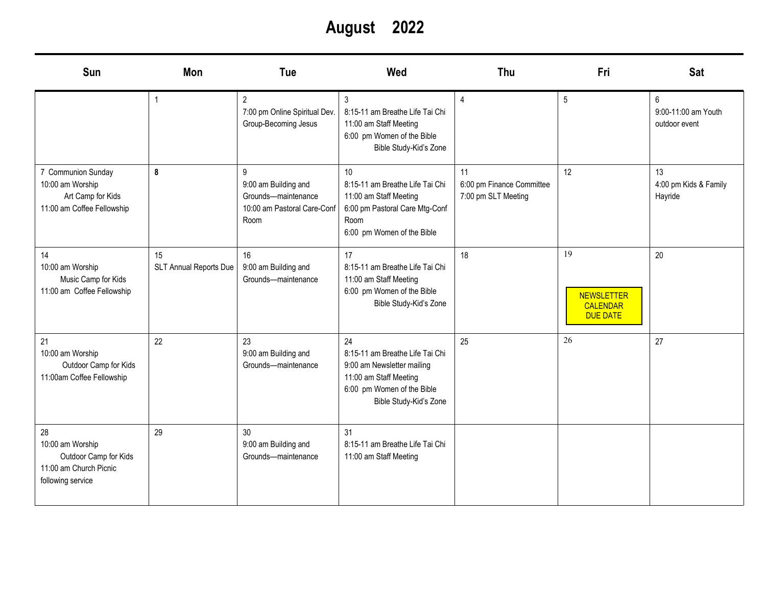# August 2022

| Sun | Mon | Tue | Wed | Thu | Fri | Sat |
|---|---|---|---|---|---|---|
| | 1 | 2<br>7:00 pm Online Spiritual Dev. Group-Becoming Jesus | 3<br>8:15-11 am Breathe Life Tai Chi<br>11:00 am Staff Meeting<br>6:00 pm Women of the Bible Bible Study-Kid's Zone | 4 | 5 | 6<br>9:00-11:00 am Youth outdoor event |
| 7 Communion Sunday<br>10:00 am Worship<br>Art Camp for Kids<br>11:00 am Coffee Fellowship | **8** | 9<br>9:00 am Building and Grounds—maintenance<br>10:00 am Pastoral Care-Conf Room | 10<br>8:15-11 am Breathe Life Tai Chi<br>11:00 am Staff Meeting<br>6:00 pm Pastoral Care Mtg-Conf Room<br>6:00 pm Women of the Bible | 11<br>6:00 pm Finance Committee<br>7:00 pm SLT Meeting | 12 | 13<br>4:00 pm Kids & Family Hayride |
| 14<br>10:00 am Worship<br>Music Camp for Kids<br>11:00 am Coffee Fellowship | 15<br>SLT Annual Reports Due | 16<br>9:00 am Building and Grounds—maintenance | 17<br>8:15-11 am Breathe Life Tai Chi<br>11:00 am Staff Meeting<br>6:00 pm Women of the Bible Bible Study-Kid's Zone | 18 | 19<br>NEWSLETTER CALENDAR DUE DATE | 20 |
| 21<br>10:00 am Worship<br>Outdoor Camp for Kids<br>11:00am Coffee Fellowship | 22 | 23<br>9:00 am Building and Grounds—maintenance | 24<br>8:15-11 am Breathe Life Tai Chi<br>9:00 am Newsletter mailing<br>11:00 am Staff Meeting<br>6:00 pm Women of the Bible Bible Study-Kid's Zone | 25 | 26 | 27 |
| 28<br>10:00 am Worship<br>Outdoor Camp for Kids<br>11:00 am Church Picnic following service | 29 | 30<br>9:00 am Building and Grounds—maintenance | 31<br>8:15-11 am Breathe Life Tai Chi<br>11:00 am Staff Meeting | | | |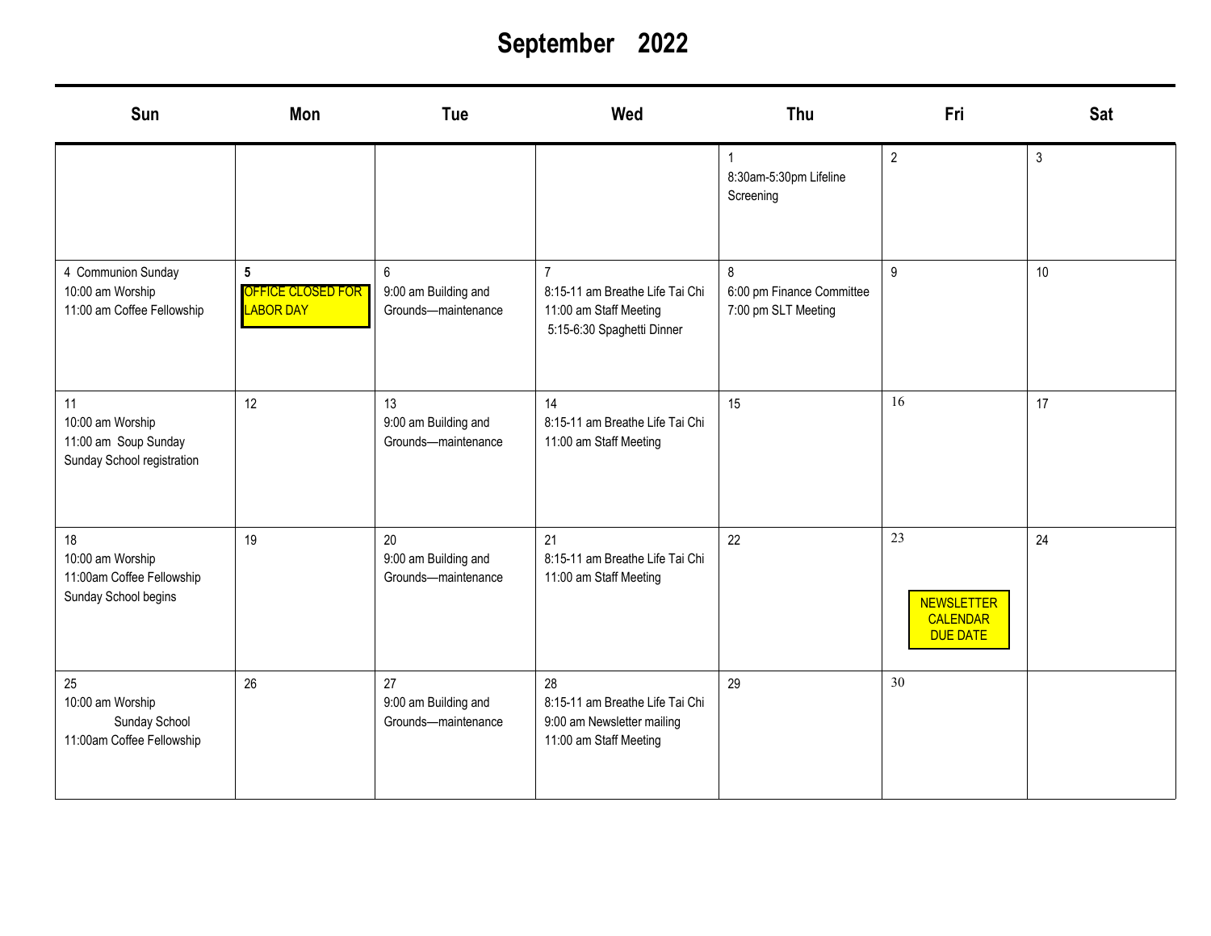# September 2022

| Sun | Mon | Tue | Wed | Thu | Fri | Sat |
|---|---|---|---|---|---|---|
| | | | | 1<br>8:30am-5:30pm Lifeline Screening | 2 | 3 |
| 4 Communion Sunday<br>10:00 am Worship<br>11:00 am Coffee Fellowship | **5**<br>OFFICE CLOSED FOR LABOR DAY | 6<br>9:00 am Building and Grounds—maintenance | 7<br>8:15-11 am Breathe Life Tai Chi<br>11:00 am Staff Meeting<br>5:15-6:30 Spaghetti Dinner | 8<br>6:00 pm Finance Committee<br>7:00 pm SLT Meeting | 9 | 10 |
| 11<br>10:00 am Worship<br>11:00 am Soup Sunday<br>Sunday School registration | 12 | 13<br>9:00 am Building and Grounds—maintenance | 14<br>8:15-11 am Breathe Life Tai Chi<br>11:00 am Staff Meeting | 15 | 16 | 17 |
| 18<br>10:00 am Worship<br>11:00am Coffee Fellowship<br>Sunday School begins | 19 | 20<br>9:00 am Building and Grounds—maintenance | 21<br>8:15-11 am Breathe Life Tai Chi<br>11:00 am Staff Meeting | 22 | 23<br>NEWSLETTER CALENDAR DUE DATE | 24 |
| 25<br>10:00 am Worship<br>Sunday School<br>11:00am Coffee Fellowship | 26 | 27<br>9:00 am Building and Grounds—maintenance | 28<br>8:15-11 am Breathe Life Tai Chi<br>9:00 am Newsletter mailing<br>11:00 am Staff Meeting | 29 | 30 | |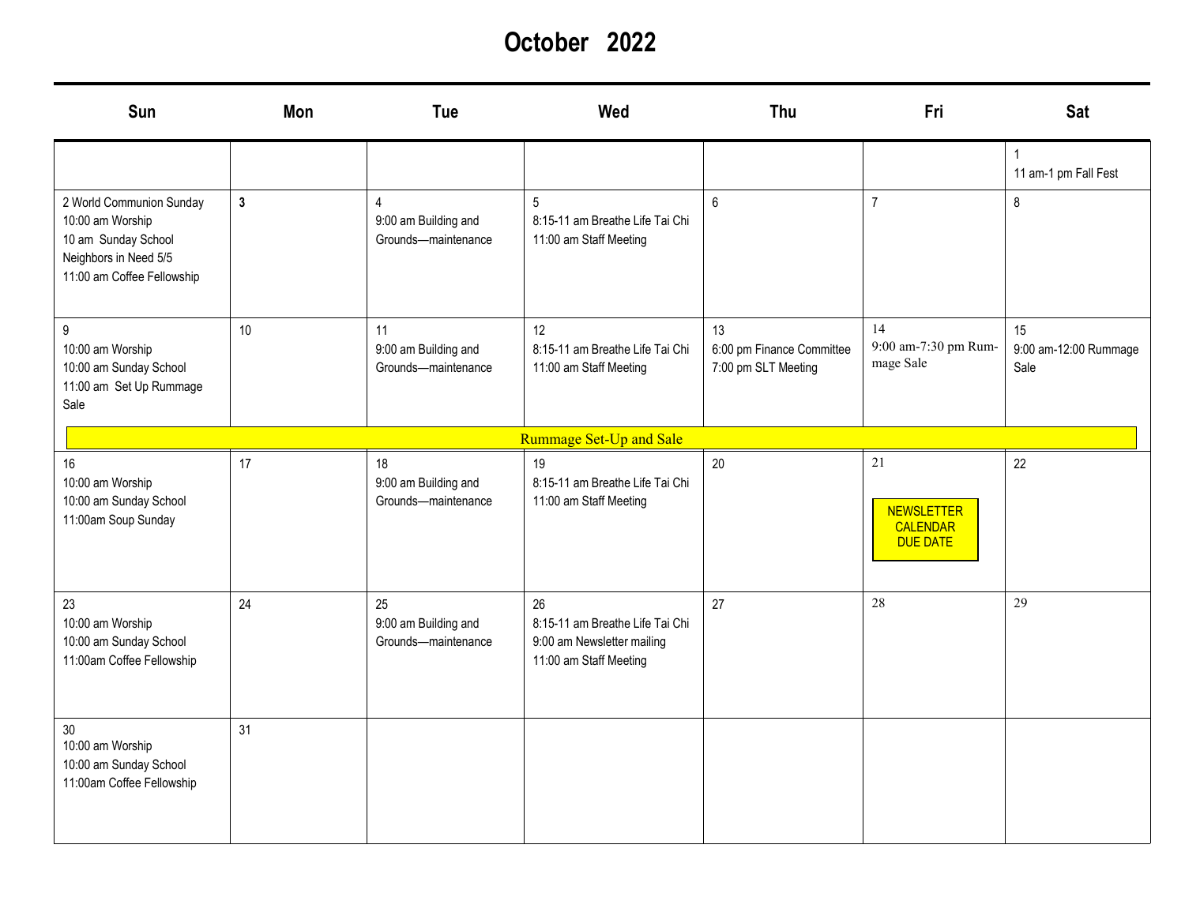# October 2022

| Sun | Mon | Tue | Wed | Thu | Fri | Sat |
|---|---|---|---|---|---|---|
| | | | | | | 1<br>11 am-1 pm Fall Fest |
| 2 World Communion Sunday<br>10:00 am Worship<br>10 am Sunday School<br>Neighbors in Need 5/5<br>11:00 am Coffee Fellowship | **3** | 4<br>9:00 am Building and Grounds—maintenance | 5<br>8:15-11 am Breathe Life Tai Chi<br>11:00 am Staff Meeting | 6 | 7 | 8 |
| 9<br>10:00 am Worship<br>10:00 am Sunday School<br>11:00 am Set Up Rummage Sale | 10 | 11<br>9:00 am Building and Grounds—maintenance | 12<br>8:15-11 am Breathe Life Tai Chi<br>11:00 am Staff Meeting | 13<br>6:00 pm Finance Committee<br>7:00 pm SLT Meeting | 14<br>9:00 am-7:30 pm Rummage Sale | 15<br>9:00 am-12:00 Rummage Sale |
| Rummage Set-Up and Sale | | | | | | |
| 16<br>10:00 am Worship<br>10:00 am Sunday School<br>11:00am Soup Sunday | 17 | 18<br>9:00 am Building and Grounds—maintenance | 19<br>8:15-11 am Breathe Life Tai Chi<br>11:00 am Staff Meeting | 20 | 21<br>NEWSLETTER CALENDAR DUE DATE | 22 |
| 23<br>10:00 am Worship<br>10:00 am Sunday School<br>11:00am Coffee Fellowship | 24 | 25<br>9:00 am Building and Grounds—maintenance | 26<br>8:15-11 am Breathe Life Tai Chi<br>9:00 am Newsletter mailing<br>11:00 am Staff Meeting | 27 | 28 | 29 |
| 30<br>10:00 am Worship<br>10:00 am Sunday School<br>11:00am Coffee Fellowship | 31 | | | | | |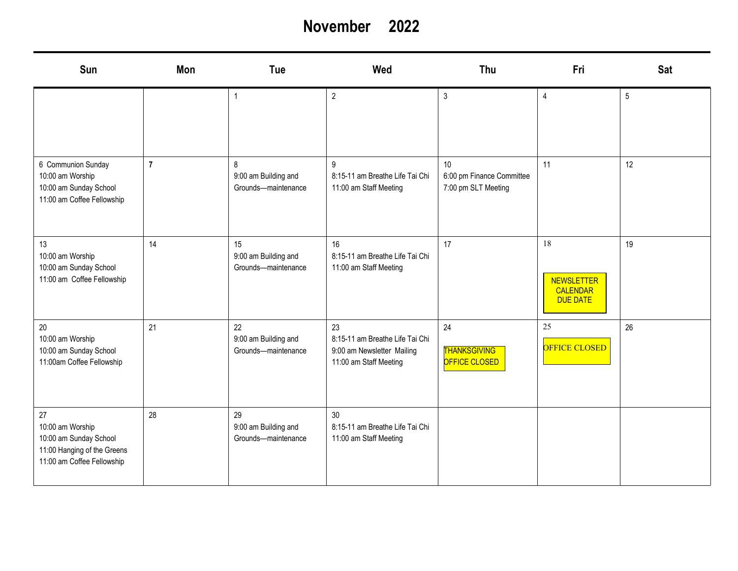# November 2022

| Sun | Mon | Tue | Wed | Thu | Fri | Sat |
|---|---|---|---|---|---|---|
| | | 1 | 2 | 3 | 4 | 5 |
| 6 Communion Sunday<br>10:00 am Worship<br>10:00 am Sunday School<br>11:00 am Coffee Fellowship | **7** | 8<br>9:00 am Building and Grounds—maintenance | 9<br>8:15-11 am Breathe Life Tai Chi<br>11:00 am Staff Meeting | 10<br>6:00 pm Finance Committee<br>7:00 pm SLT Meeting | 11 | 12 |
| 13<br>10:00 am Worship<br>10:00 am Sunday School<br>11:00 am Coffee Fellowship | 14 | 15<br>9:00 am Building and Grounds—maintenance | 16<br>8:15-11 am Breathe Life Tai Chi<br>11:00 am Staff Meeting | 17 | 18<br>NEWSLETTER CALENDAR DUE DATE | 19 |
| 20<br>10:00 am Worship<br>10:00 am Sunday School<br>11:00am Coffee Fellowship | 21 | 22<br>9:00 am Building and Grounds—maintenance | 23<br>8:15-11 am Breathe Life Tai Chi<br>9:00 am Newsletter Mailing<br>11:00 am Staff Meeting | 24<br>THANKSGIVING OFFICE CLOSED | 25<br>OFFICE CLOSED | 26 |
| 27<br>10:00 am Worship<br>10:00 am Sunday School<br>11:00 Hanging of the Greens<br>11:00 am Coffee Fellowship | 28 | 29<br>9:00 am Building and Grounds—maintenance | 30<br>8:15-11 am Breathe Life Tai Chi<br>11:00 am Staff Meeting | | | |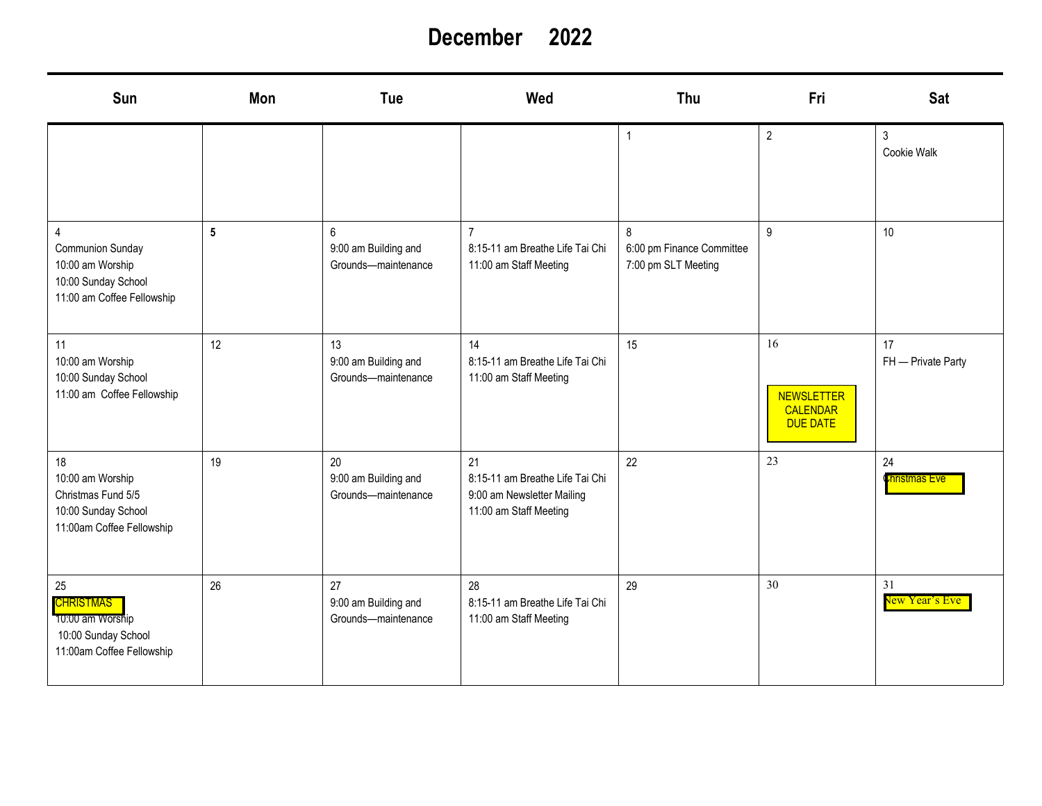# December 2022

| Sun | Mon | Tue | Wed | Thu | Fri | Sat |
|---|---|---|---|---|---|---|
| | | | | 1 | 2 | 3<br>Cookie Walk |
| 4<br>Communion Sunday<br>10:00 am Worship<br>10:00 Sunday School<br>11:00 am Coffee Fellowship | **5** | 6<br>9:00 am Building and Grounds—maintenance | 7<br>8:15-11 am Breathe Life Tai Chi<br>11:00 am Staff Meeting | 8<br>6:00 pm Finance Committee<br>7:00 pm SLT Meeting | 9 | 10 |
| 11<br>10:00 am Worship<br>10:00 Sunday School<br>11:00 am Coffee Fellowship | 12 | 13<br>9:00 am Building and Grounds—maintenance | 14<br>8:15-11 am Breathe Life Tai Chi<br>11:00 am Staff Meeting | 15 | 16<br>NEWSLETTER CALENDAR DUE DATE | 17<br>FH — Private Party |
| 18<br>10:00 am Worship<br>Christmas Fund 5/5<br>10:00 Sunday School<br>11:00am Coffee Fellowship | 19 | 20<br>9:00 am Building and Grounds—maintenance | 21<br>8:15-11 am Breathe Life Tai Chi<br>9:00 am Newsletter Mailing<br>11:00 am Staff Meeting | 22 | 23 | 24<br>Christmas Eve |
| 25<br>CHRISTMAS<br>10:00 am Worship<br>10:00 Sunday School<br>11:00am Coffee Fellowship | 26 | 27<br>9:00 am Building and Grounds—maintenance | 28<br>8:15-11 am Breathe Life Tai Chi<br>11:00 am Staff Meeting | 29 | 30 | 31<br>New Year's Eve |